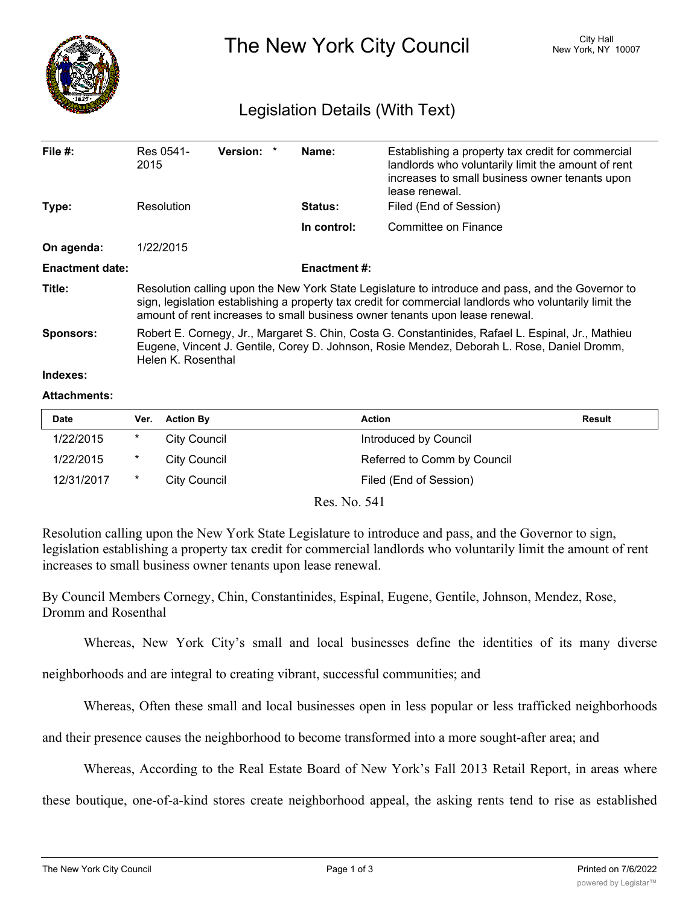# The New York City Council

City Hall
New York, NY 10007

## Legislation Details (With Text)

| | | | | | |
|---|---|---|---|---|---|
| **File #:** | Res 0541-2015 | **Version:** * | | **Name:** | Establishing a property tax credit for commercial landlords who voluntarily limit the amount of rent increases to small business owner tenants upon lease renewal. |
| **Type:** | Resolution | | | **Status:** | Filed (End of Session) |
| | | | | **In control:** | Committee on Finance |
| **On agenda:** | 1/22/2015 | | | | |
| **Enactment date:** | | | | **Enactment #:** | |

**Title:** Resolution calling upon the New York State Legislature to introduce and pass, and the Governor to sign, legislation establishing a property tax credit for commercial landlords who voluntarily limit the amount of rent increases to small business owner tenants upon lease renewal.

**Sponsors:** Robert E. Cornegy, Jr., Margaret S. Chin, Costa G. Constantinides, Rafael L. Espinal, Jr., Mathieu Eugene, Vincent J. Gentile, Corey D. Johnson, Rosie Mendez, Deborah L. Rose, Daniel Dromm, Helen K. Rosenthal

**Indexes:**

**Attachments:**

| Date | Ver. | Action By | Action | Result |
|---|---|---|---|---|
| 1/22/2015 | * | City Council | Introduced by Council | |
| 1/22/2015 | * | City Council | Referred to Comm by Council | |
| 12/31/2017 | * | City Council | Filed (End of Session) | |

Res. No. 541

Resolution calling upon the New York State Legislature to introduce and pass, and the Governor to sign, legislation establishing a property tax credit for commercial landlords who voluntarily limit the amount of rent increases to small business owner tenants upon lease renewal.

By Council Members Cornegy, Chin, Constantinides, Espinal, Eugene, Gentile, Johnson, Mendez, Rose, Dromm and Rosenthal

Whereas, New York City's small and local businesses define the identities of its many diverse neighborhoods and are integral to creating vibrant, successful communities; and

Whereas, Often these small and local businesses open in less popular or less trafficked neighborhoods and their presence causes the neighborhood to become transformed into a more sought-after area; and

Whereas, According to the Real Estate Board of New York's Fall 2013 Retail Report, in areas where these boutique, one-of-a-kind stores create neighborhood appeal, the asking rents tend to rise as established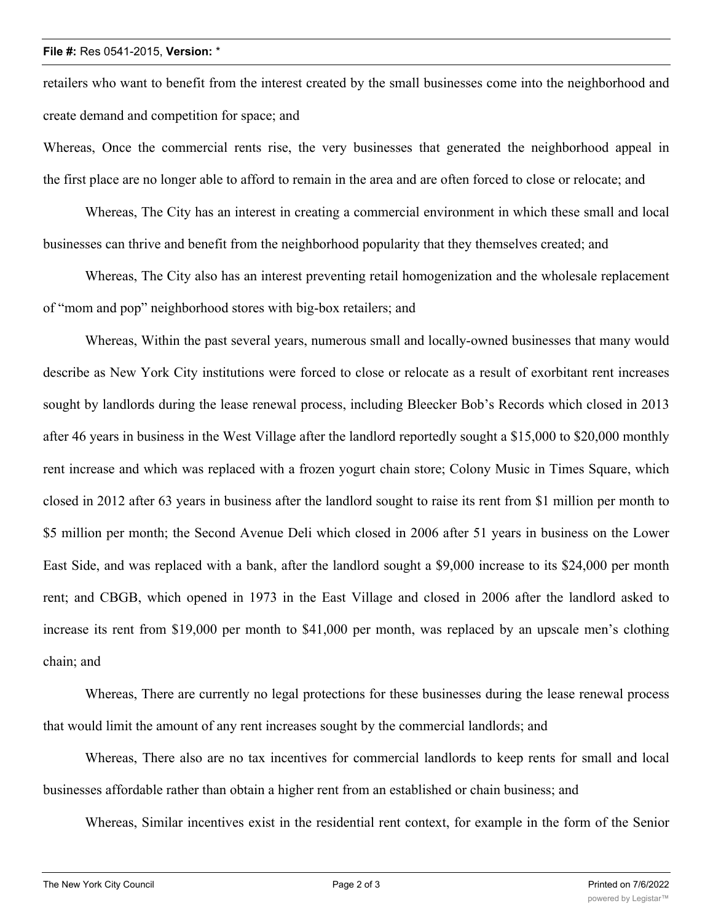retailers who want to benefit from the interest created by the small businesses come into the neighborhood and create demand and competition for space; and

Whereas, Once the commercial rents rise, the very businesses that generated the neighborhood appeal in the first place are no longer able to afford to remain in the area and are often forced to close or relocate; and

Whereas, The City has an interest in creating a commercial environment in which these small and local businesses can thrive and benefit from the neighborhood popularity that they themselves created; and

Whereas, The City also has an interest preventing retail homogenization and the wholesale replacement of "mom and pop" neighborhood stores with big-box retailers; and

Whereas, Within the past several years, numerous small and locally-owned businesses that many would describe as New York City institutions were forced to close or relocate as a result of exorbitant rent increases sought by landlords during the lease renewal process, including Bleecker Bob's Records which closed in 2013 after 46 years in business in the West Village after the landlord reportedly sought a $15,000 to $20,000 monthly rent increase and which was replaced with a frozen yogurt chain store; Colony Music in Times Square, which closed in 2012 after 63 years in business after the landlord sought to raise its rent from $1 million per month to $5 million per month; the Second Avenue Deli which closed in 2006 after 51 years in business on the Lower East Side, and was replaced with a bank, after the landlord sought a $9,000 increase to its $24,000 per month rent; and CBGB, which opened in 1973 in the East Village and closed in 2006 after the landlord asked to increase its rent from $19,000 per month to $41,000 per month, was replaced by an upscale men's clothing chain; and

Whereas, There are currently no legal protections for these businesses during the lease renewal process that would limit the amount of any rent increases sought by the commercial landlords; and

Whereas, There also are no tax incentives for commercial landlords to keep rents for small and local businesses affordable rather than obtain a higher rent from an established or chain business; and

Whereas, Similar incentives exist in the residential rent context, for example in the form of the Senior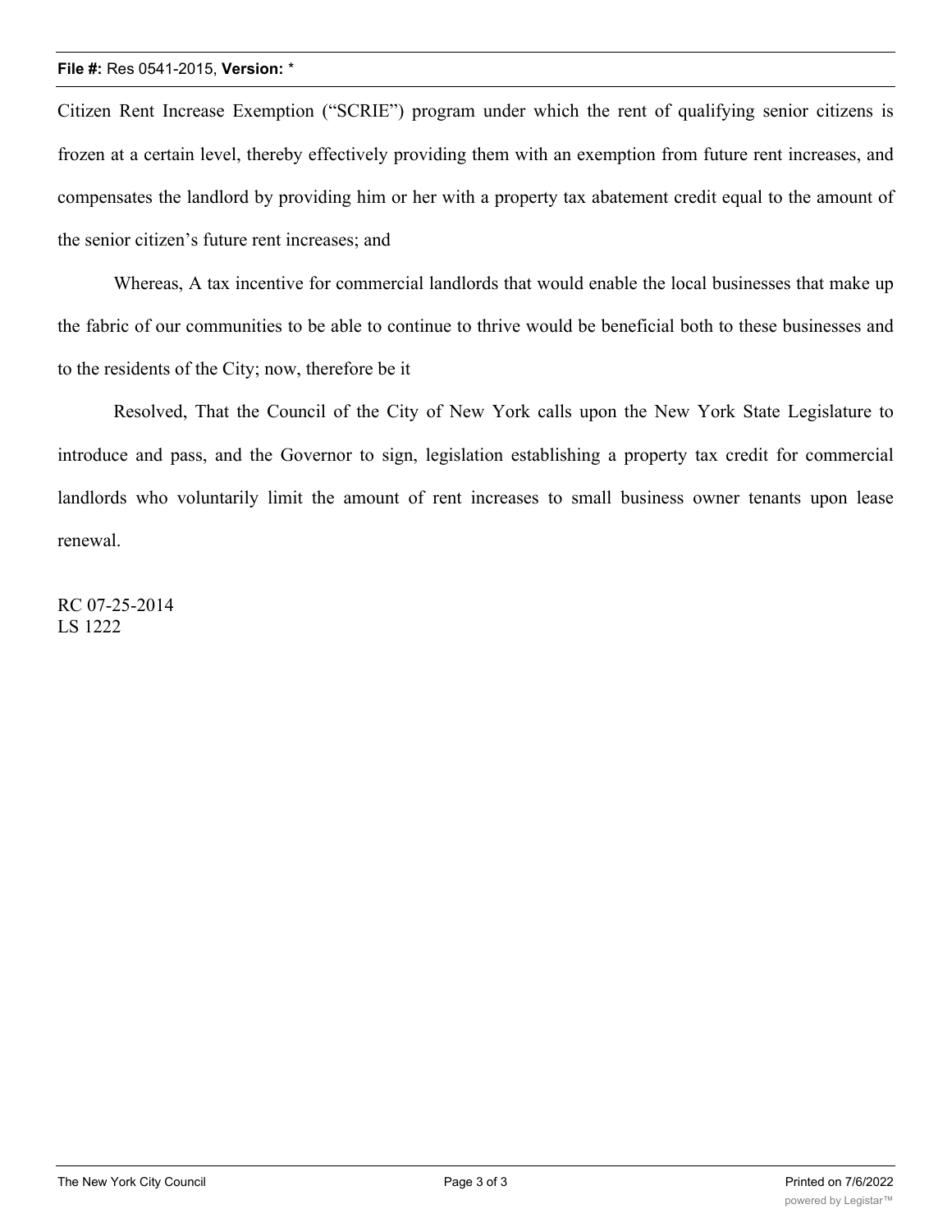Citizen Rent Increase Exemption ("SCRIE") program under which the rent of qualifying senior citizens is frozen at a certain level, thereby effectively providing them with an exemption from future rent increases, and compensates the landlord by providing him or her with a property tax abatement credit equal to the amount of the senior citizen's future rent increases; and

Whereas, A tax incentive for commercial landlords that would enable the local businesses that make up the fabric of our communities to be able to continue to thrive would be beneficial both to these businesses and to the residents of the City; now, therefore be it

Resolved, That the Council of the City of New York calls upon the New York State Legislature to introduce and pass, and the Governor to sign, legislation establishing a property tax credit for commercial landlords who voluntarily limit the amount of rent increases to small business owner tenants upon lease renewal.

RC 07-25-2014
LS 1222